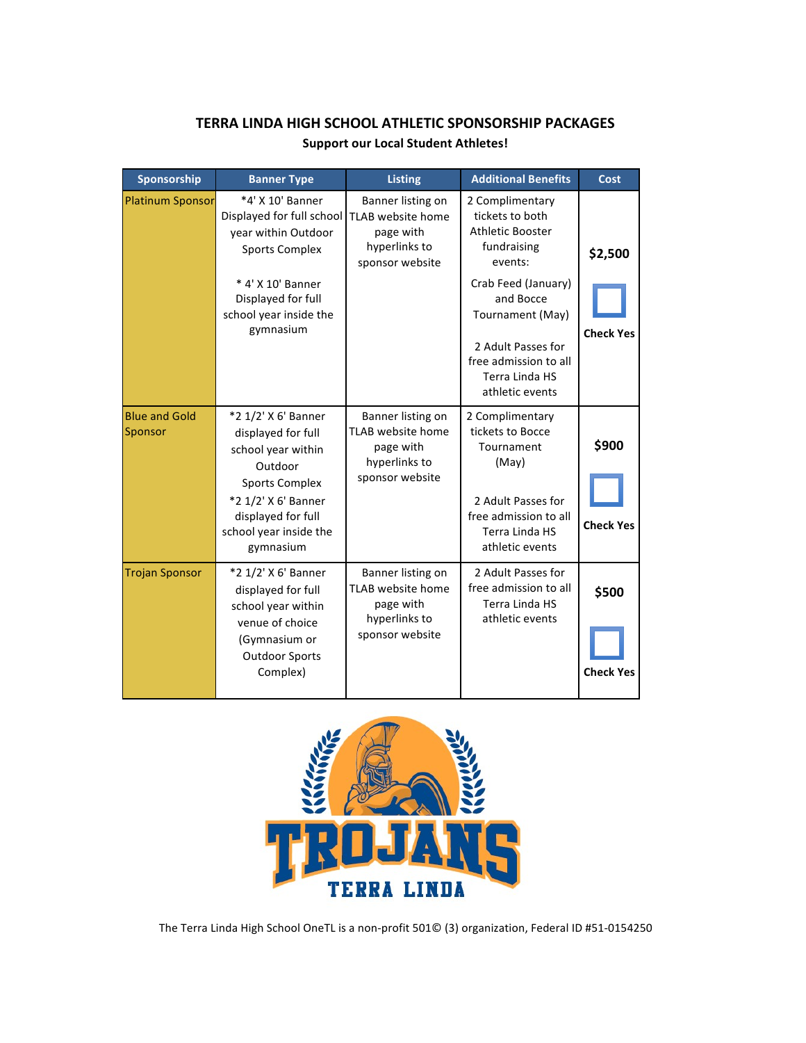## TERRA LINDA HIGH SCHOOL ATHLETIC SPONSORSHIP PACKAGES

**Support our Local Student Athletes!**

| Sponsorship | Banner Type | Listing | Additional Benefits | Cost |
|---|---|---|---|---|
| Platinum Sponsor | *4' X 10' Banner Displayed for full school year within Outdoor Sports Complex<br><br>* 4' X 10' Banner Displayed for full school year inside the gymnasium | Banner listing on TLAB website home page with hyperlinks to sponsor website | 2 Complimentary tickets to both Athletic Booster fundraising events:<br><br>Crab Feed (January) and Bocce Tournament (May)<br><br>2 Adult Passes for free admission to all Terra Linda HS athletic events | **$2,500**<br><br>☐<br><br>**Check Yes** |
| Blue and Gold Sponsor | *2 1/2' X 6' Banner displayed for full school year within Outdoor Sports Complex<br>*2 1/2' X 6' Banner displayed for full school year inside the gymnasium | Banner listing on TLAB website home page with hyperlinks to sponsor website | 2 Complimentary tickets to Bocce Tournament (May)<br><br>2 Adult Passes for free admission to all Terra Linda HS athletic events | **$900**<br><br>☐<br><br>**Check Yes** |
| Trojan Sponsor | *2 1/2' X 6' Banner displayed for full school year within venue of choice (Gymnasium or Outdoor Sports Complex) | Banner listing on TLAB website home page with hyperlinks to sponsor website | 2 Adult Passes for free admission to all Terra Linda HS athletic events | **$500**<br><br>☐<br><br>**Check Yes** |

TROJANS TERRA LINDA

The Terra Linda High School OneTL is a non-profit 501© (3) organization, Federal ID #51-0154250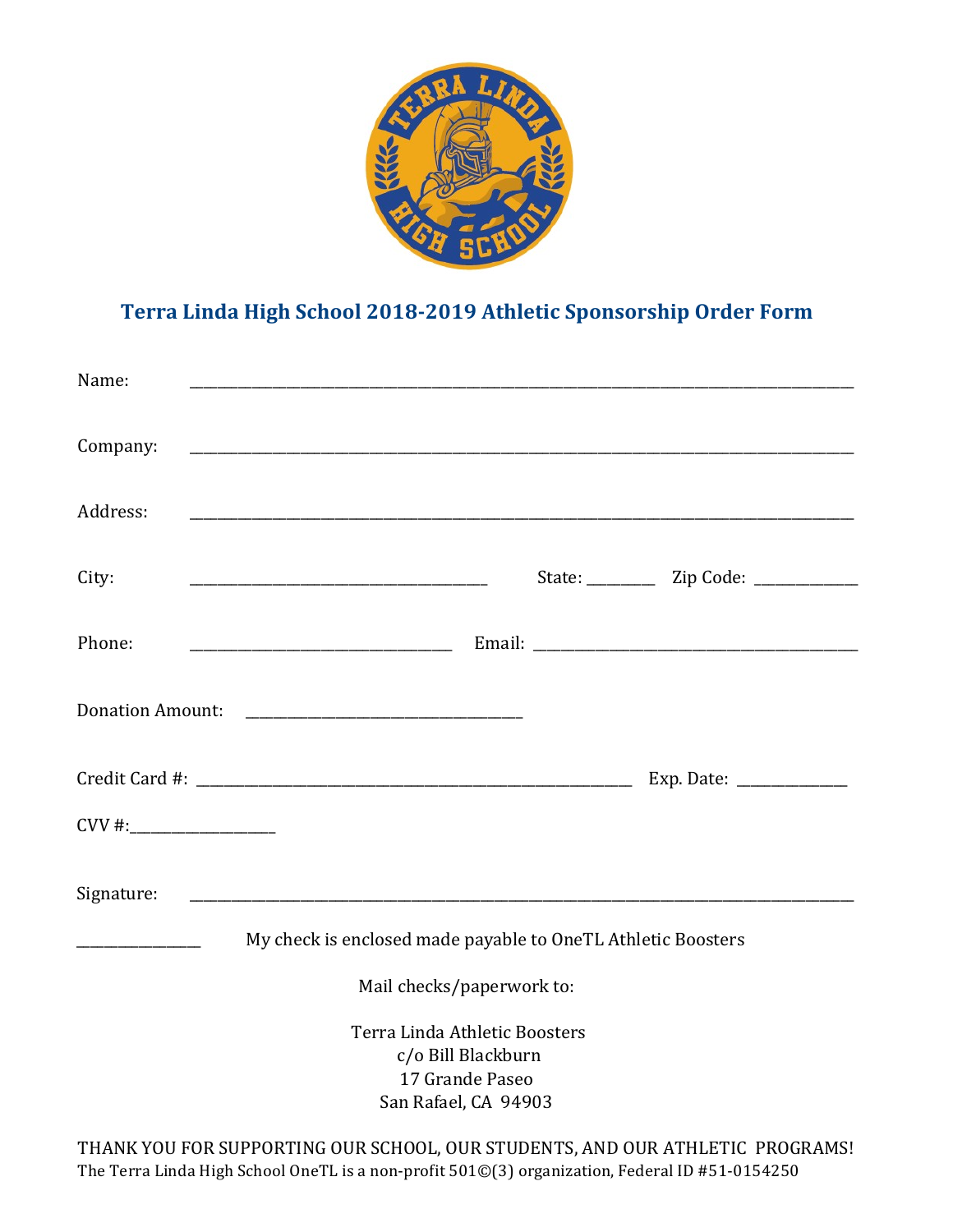## Terra Linda High School 2018-2019 Athletic Sponsorship Order Form

Name: ______________________________________________________________________

Company: ______________________________________________________________________

Address: ______________________________________________________________________

City: ________________________________ State: ________ Zip Code: ____________

Phone: ______________________________ Email: ________________________________

Donation Amount: ______________________________

Credit Card #: ______________________________________________ Exp. Date: ____________

CVV #:________________

Signature: ______________________________________________________________________

______________ My check is enclosed made payable to OneTL Athletic Boosters

Mail checks/paperwork to:

Terra Linda Athletic Boosters
c/o Bill Blackburn
17 Grande Paseo
San Rafael, CA 94903

THANK YOU FOR SUPPORTING OUR SCHOOL, OUR STUDENTS, AND OUR ATHLETIC PROGRAMS!

The Terra Linda High School OneTL is a non-profit 501©(3) organization, Federal ID #51-0154250